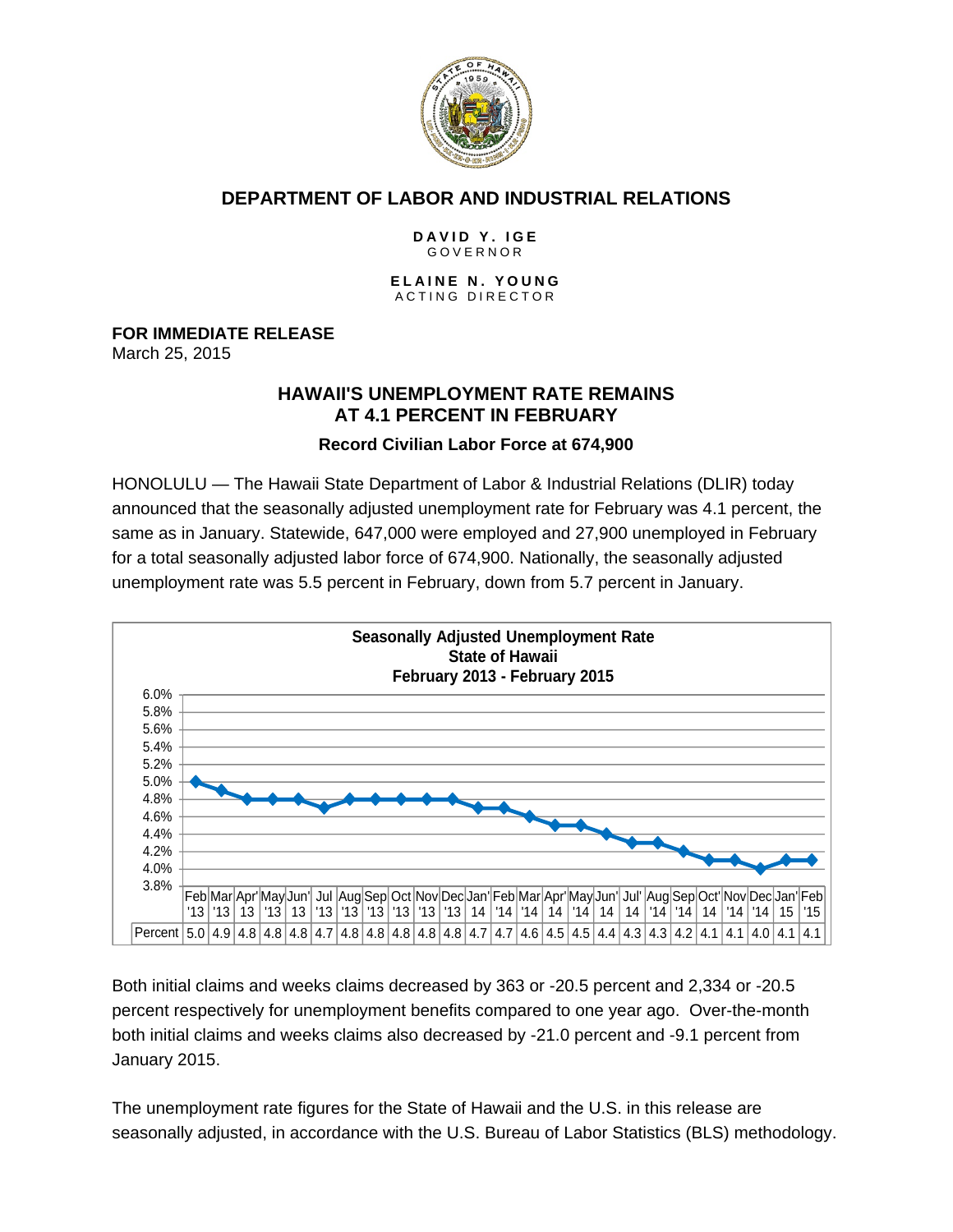# DEPARTMENT OF LABOR AND INDUSTRIAL RELATIONS

**DAVID Y. IGE**
GOVERNOR

**ELAINE N. YOUNG**
ACTING DIRECTOR

**FOR IMMEDIATE RELEASE**
March 25, 2015

## HAWAII'S UNEMPLOYMENT RATE REMAINS AT 4.1 PERCENT IN FEBRUARY

### Record Civilian Labor Force at 674,900

HONOLULU — The Hawaii State Department of Labor & Industrial Relations (DLIR) today announced that the seasonally adjusted unemployment rate for February was 4.1 percent, the same as in January. Statewide, 647,000 were employed and 27,900 unemployed in February for a total seasonally adjusted labor force of 674,900. Nationally, the seasonally adjusted unemployment rate was 5.5 percent in February, down from 5.7 percent in January.

**Seasonally Adjusted Unemployment Rate**
**State of Hawaii**
**February 2013 - February 2015**

| | Feb '13 | Mar '13 | Apr' 13 | May '13 | Jun' 13 | Jul '13 | Aug '13 | Sep '13 | Oct '13 | Nov '13 | Dec '13 | Jan' 14 | Feb '14 | Mar '14 | Apr' 14 | May '14 | Jun' 14 | Jul' 14 | Aug '14 | Sep '14 | Oct' 14 | Nov '14 | Dec '14 | Jan' 15 | Feb '15 |
|---|---|---|---|---|---|---|---|---|---|---|---|---|---|---|---|---|---|---|---|---|---|---|---|---|---|
| Percent | 5.0 | 4.9 | 4.8 | 4.8 | 4.8 | 4.7 | 4.8 | 4.8 | 4.8 | 4.8 | 4.8 | 4.7 | 4.7 | 4.6 | 4.5 | 4.5 | 4.4 | 4.3 | 4.3 | 4.2 | 4.1 | 4.1 | 4.0 | 4.1 | 4.1 |

Both initial claims and weeks claims decreased by 363 or -20.5 percent and 2,334 or -20.5 percent respectively for unemployment benefits compared to one year ago. Over-the-month both initial claims and weeks claims also decreased by -21.0 percent and -9.1 percent from January 2015.

The unemployment rate figures for the State of Hawaii and the U.S. in this release are seasonally adjusted, in accordance with the U.S. Bureau of Labor Statistics (BLS) methodology.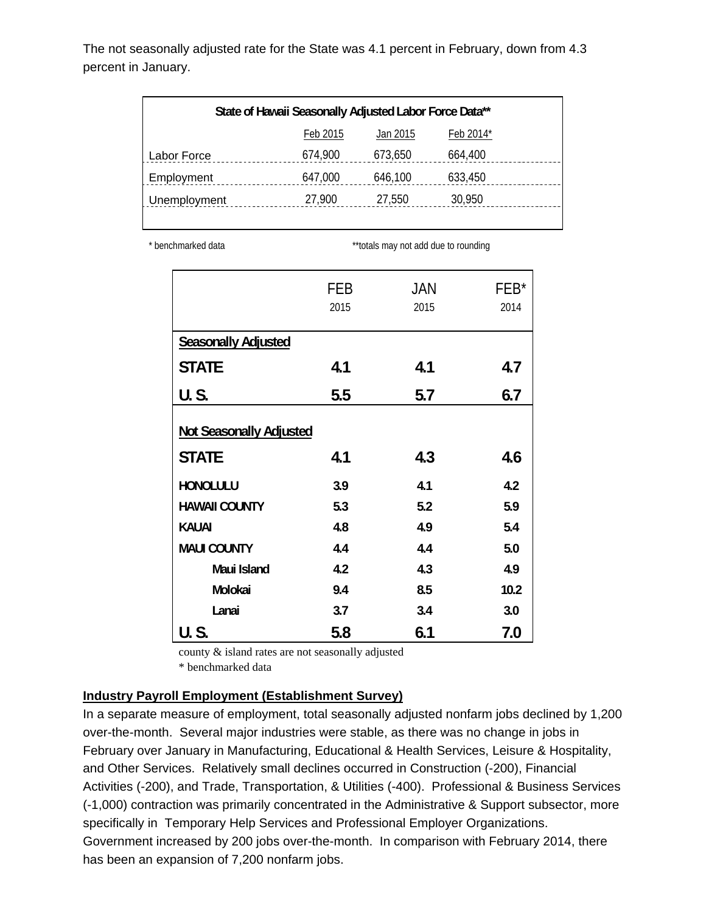The not seasonally adjusted rate for the State was 4.1 percent in February, down from 4.3 percent in January.

| State of Hawaii Seasonally Adjusted Labor Force Data** | | | |
|---|---|---|---|
| | Feb 2015 | Jan 2015 | Feb 2014* |
| Labor Force | 674,900 | 673,650 | 664,400 |
| Employment | 647,000 | 646,100 | 633,450 |
| Unemployment | 27,900 | 27,550 | 30,950 |

\* benchmarked data **totals may not add due to rounding

| | FEB 2015 | JAN 2015 | FEB* 2014 |
|---|---|---|---|
| **Seasonally Adjusted** | | | |
| **STATE** | **4.1** | **4.1** | **4.7** |
| **U. S.** | **5.5** | **5.7** | **6.7** |
| **Not Seasonally Adjusted** | | | |
| **STATE** | **4.1** | **4.3** | **4.6** |
| **HONOLULU** | **3.9** | **4.1** | **4.2** |
| **HAWAII COUNTY** | **5.3** | **5.2** | **5.9** |
| **KAUAI** | **4.8** | **4.9** | **5.4** |
| **MAUI COUNTY** | **4.4** | **4.4** | **5.0** |
| **Maui Island** | **4.2** | **4.3** | **4.9** |
| **Molokai** | **9.4** | **8.5** | **10.2** |
| **Lanai** | **3.7** | **3.4** | **3.0** |
| **U. S.** | **5.8** | **6.1** | **7.0** |

county & island rates are not seasonally adjusted
\* benchmarked data

**Industry Payroll Employment (Establishment Survey)**

In a separate measure of employment, total seasonally adjusted nonfarm jobs declined by 1,200 over-the-month. Several major industries were stable, as there was no change in jobs in February over January in Manufacturing, Educational & Health Services, Leisure & Hospitality, and Other Services. Relatively small declines occurred in Construction (-200), Financial Activities (-200), and Trade, Transportation, & Utilities (-400). Professional & Business Services (-1,000) contraction was primarily concentrated in the Administrative & Support subsector, more specifically in Temporary Help Services and Professional Employer Organizations. Government increased by 200 jobs over-the-month. In comparison with February 2014, there has been an expansion of 7,200 nonfarm jobs.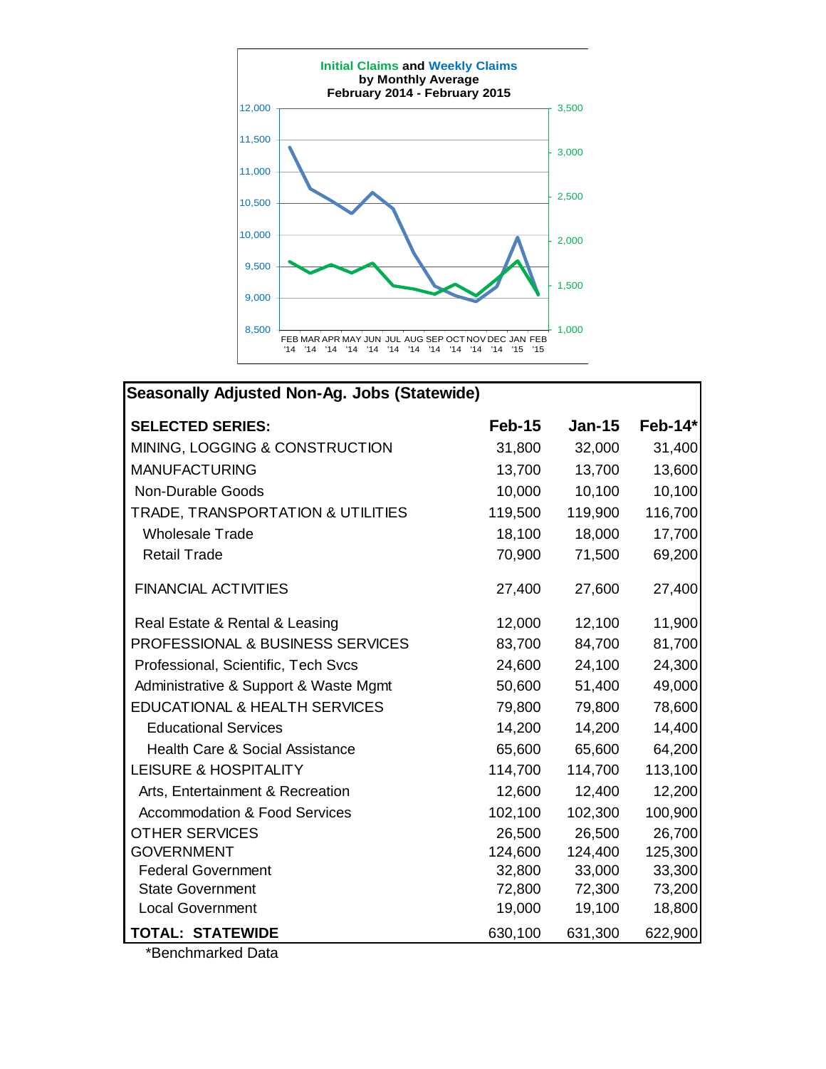**Initial Claims and Weekly Claims**
**by Monthly Average**
**February 2014 - February 2015**

| Seasonally Adjusted Non-Ag. Jobs (Statewide) | | | |
|---|---|---|---|
| **SELECTED SERIES:** | **Feb-15** | **Jan-15** | **Feb-14*** |
| MINING, LOGGING & CONSTRUCTION | 31,800 | 32,000 | 31,400 |
| MANUFACTURING | 13,700 | 13,700 | 13,600 |
| Non-Durable Goods | 10,000 | 10,100 | 10,100 |
| TRADE, TRANSPORTATION & UTILITIES | 119,500 | 119,900 | 116,700 |
| Wholesale Trade | 18,100 | 18,000 | 17,700 |
| Retail Trade | 70,900 | 71,500 | 69,200 |
| FINANCIAL ACTIVITIES | 27,400 | 27,600 | 27,400 |
| Real Estate & Rental & Leasing | 12,000 | 12,100 | 11,900 |
| PROFESSIONAL & BUSINESS SERVICES | 83,700 | 84,700 | 81,700 |
| Professional, Scientific, Tech Svcs | 24,600 | 24,100 | 24,300 |
| Administrative & Support & Waste Mgmt | 50,600 | 51,400 | 49,000 |
| EDUCATIONAL & HEALTH SERVICES | 79,800 | 79,800 | 78,600 |
| Educational Services | 14,200 | 14,200 | 14,400 |
| Health Care & Social Assistance | 65,600 | 65,600 | 64,200 |
| LEISURE & HOSPITALITY | 114,700 | 114,700 | 113,100 |
| Arts, Entertainment & Recreation | 12,600 | 12,400 | 12,200 |
| Accommodation & Food Services | 102,100 | 102,300 | 100,900 |
| OTHER SERVICES | 26,500 | 26,500 | 26,700 |
| GOVERNMENT | 124,600 | 124,400 | 125,300 |
| Federal Government | 32,800 | 33,000 | 33,300 |
| State Government | 72,800 | 72,300 | 73,200 |
| Local Government | 19,000 | 19,100 | 18,800 |
| **TOTAL: STATEWIDE** | 630,100 | 631,300 | 622,900 |

*Benchmarked Data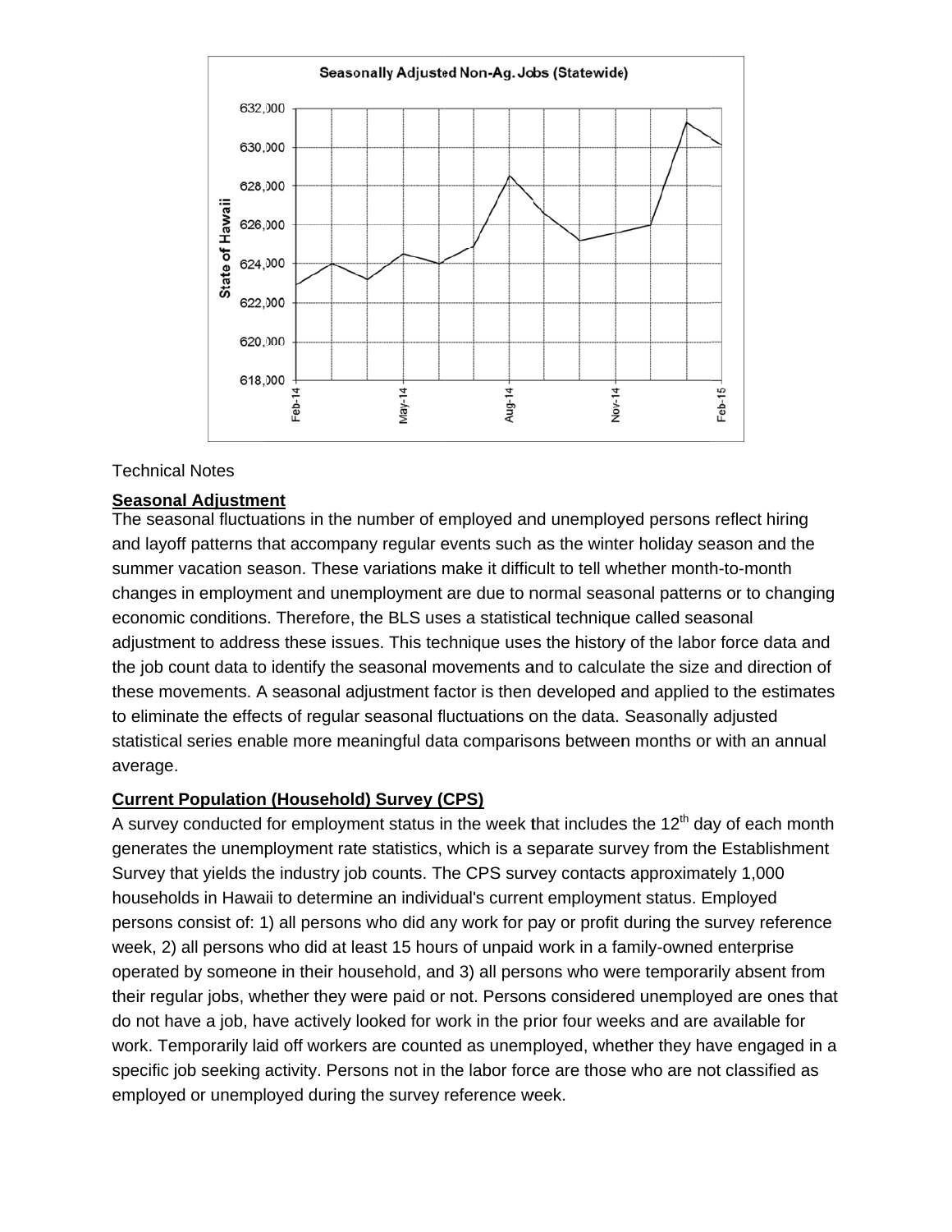Seasonally Adjusted Non-Ag. Jobs (Statewide)

Technical Notes

**Seasonal Adjustment**

The seasonal fluctuations in the number of employed and unemployed persons reflect hiring and layoff patterns that accompany regular events such as the winter holiday season and the summer vacation season. These variations make it difficult to tell whether month-to-month changes in employment and unemployment are due to normal seasonal patterns or to changing economic conditions. Therefore, the BLS uses a statistical technique called seasonal adjustment to address these issues. This technique uses the history of the labor force data and the job count data to identify the seasonal movements and to calculate the size and direction of these movements. A seasonal adjustment factor is then developed and applied to the estimates to eliminate the effects of regular seasonal fluctuations on the data. Seasonally adjusted statistical series enable more meaningful data comparisons between months or with an annual average.

**Current Population (Household) Survey (CPS)**

A survey conducted for employment status in the week that includes the 12th day of each month generates the unemployment rate statistics, which is a separate survey from the Establishment Survey that yields the industry job counts. The CPS survey contacts approximately 1,000 households in Hawaii to determine an individual's current employment status. Employed persons consist of: 1) all persons who did any work for pay or profit during the survey reference week, 2) all persons who did at least 15 hours of unpaid work in a family-owned enterprise operated by someone in their household, and 3) all persons who were temporarily absent from their regular jobs, whether they were paid or not. Persons considered unemployed are ones that do not have a job, have actively looked for work in the prior four weeks and are available for work. Temporarily laid off workers are counted as unemployed, whether they have engaged in a specific job seeking activity. Persons not in the labor force are those who are not classified as employed or unemployed during the survey reference week.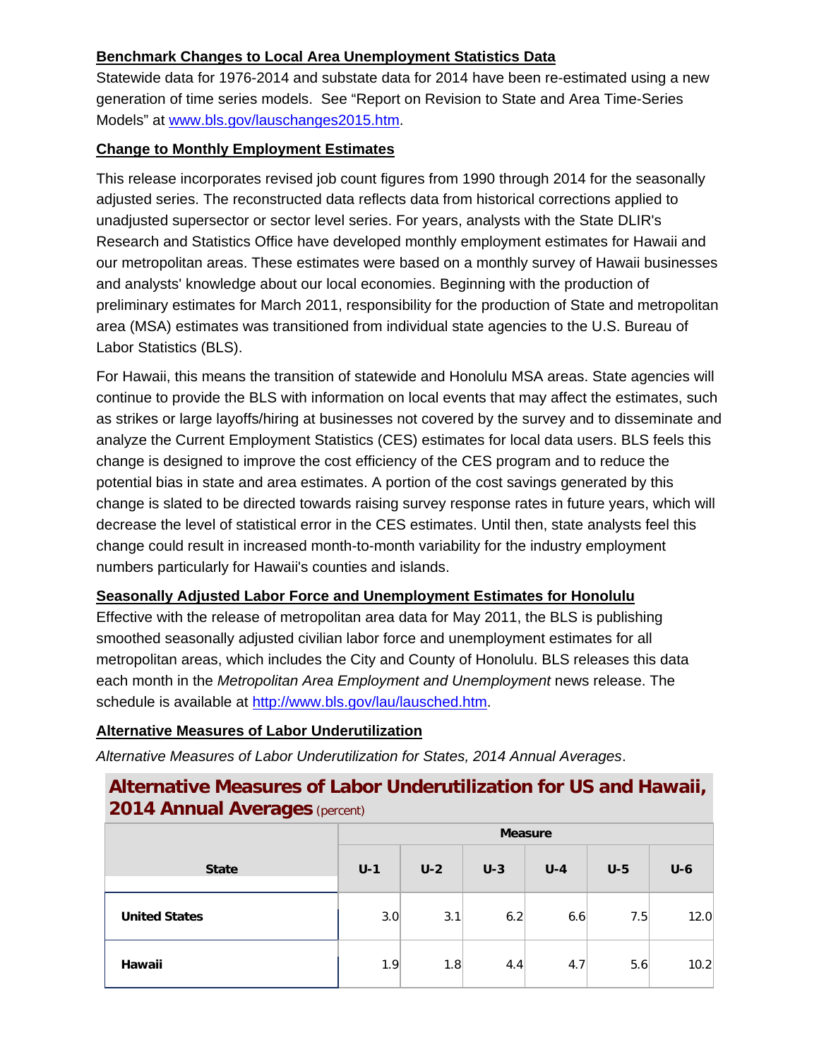## Benchmark Changes to Local Area Unemployment Statistics Data

Statewide data for 1976-2014 and substate data for 2014 have been re-estimated using a new generation of time series models. See "Report on Revision to State and Area Time-Series Models" at www.bls.gov/lauschanges2015.htm.

## Change to Monthly Employment Estimates

This release incorporates revised job count figures from 1990 through 2014 for the seasonally adjusted series. The reconstructed data reflects data from historical corrections applied to unadjusted supersector or sector level series. For years, analysts with the State DLIR's Research and Statistics Office have developed monthly employment estimates for Hawaii and our metropolitan areas. These estimates were based on a monthly survey of Hawaii businesses and analysts' knowledge about our local economies. Beginning with the production of preliminary estimates for March 2011, responsibility for the production of State and metropolitan area (MSA) estimates was transitioned from individual state agencies to the U.S. Bureau of Labor Statistics (BLS).

For Hawaii, this means the transition of statewide and Honolulu MSA areas. State agencies will continue to provide the BLS with information on local events that may affect the estimates, such as strikes or large layoffs/hiring at businesses not covered by the survey and to disseminate and analyze the Current Employment Statistics (CES) estimates for local data users. BLS feels this change is designed to improve the cost efficiency of the CES program and to reduce the potential bias in state and area estimates. A portion of the cost savings generated by this change is slated to be directed towards raising survey response rates in future years, which will decrease the level of statistical error in the CES estimates. Until then, state analysts feel this change could result in increased month-to-month variability for the industry employment numbers particularly for Hawaii's counties and islands.

## Seasonally Adjusted Labor Force and Unemployment Estimates for Honolulu

Effective with the release of metropolitan area data for May 2011, the BLS is publishing smoothed seasonally adjusted civilian labor force and unemployment estimates for all metropolitan areas, which includes the City and County of Honolulu. BLS releases this data each month in the *Metropolitan Area Employment and Unemployment* news release. The schedule is available at http://www.bls.gov/lau/lausched.htm.

## Alternative Measures of Labor Underutilization

*Alternative Measures of Labor Underutilization for States, 2014 Annual Averages*.

**Alternative Measures of Labor Underutilization for US and Hawaii, 2014 Annual Averages** (percent)

| State | Measure | | | | | |
|---|---|---|---|---|---|---|
| | U-1 | U-2 | U-3 | U-4 | U-5 | U-6 |
| **United States** | 3.0 | 3.1 | 6.2 | 6.6 | 7.5 | 12.0 |
| **Hawaii** | 1.9 | 1.8 | 4.4 | 4.7 | 5.6 | 10.2 |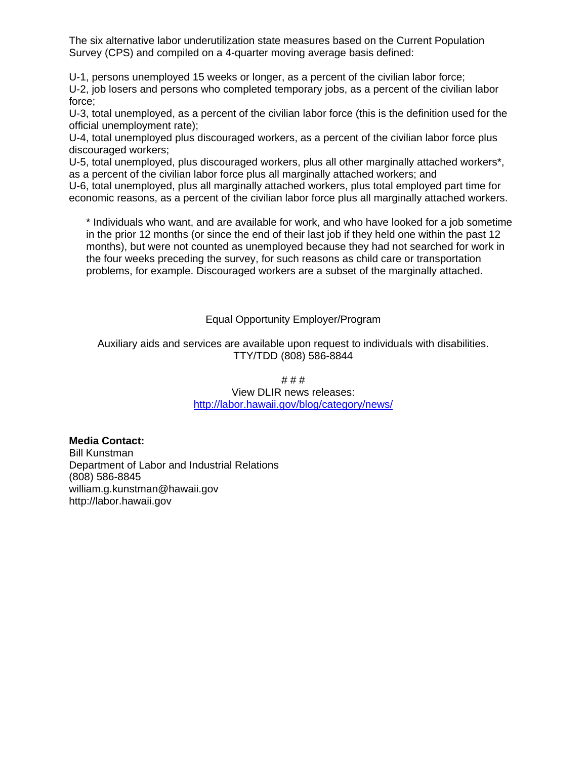The six alternative labor underutilization state measures based on the Current Population Survey (CPS) and compiled on a 4-quarter moving average basis defined:

U-1, persons unemployed 15 weeks or longer, as a percent of the civilian labor force;
U-2, job losers and persons who completed temporary jobs, as a percent of the civilian labor force;
U-3, total unemployed, as a percent of the civilian labor force (this is the definition used for the official unemployment rate);
U-4, total unemployed plus discouraged workers, as a percent of the civilian labor force plus discouraged workers;
U-5, total unemployed, plus discouraged workers, plus all other marginally attached workers*, as a percent of the civilian labor force plus all marginally attached workers; and
U-6, total unemployed, plus all marginally attached workers, plus total employed part time for economic reasons, as a percent of the civilian labor force plus all marginally attached workers.

> * Individuals who want, and are available for work, and who have looked for a job sometime in the prior 12 months (or since the end of their last job if they held one within the past 12 months), but were not counted as unemployed because they had not searched for work in the four weeks preceding the survey, for such reasons as child care or transportation problems, for example. Discouraged workers are a subset of the marginally attached.

Equal Opportunity Employer/Program

Auxiliary aids and services are available upon request to individuals with disabilities.
TTY/TDD (808) 586-8844

# # #

View DLIR news releases:
http://labor.hawaii.gov/blog/category/news/

**Media Contact:**
Bill Kunstman
Department of Labor and Industrial Relations
(808) 586-8845
william.g.kunstman@hawaii.gov
http://labor.hawaii.gov